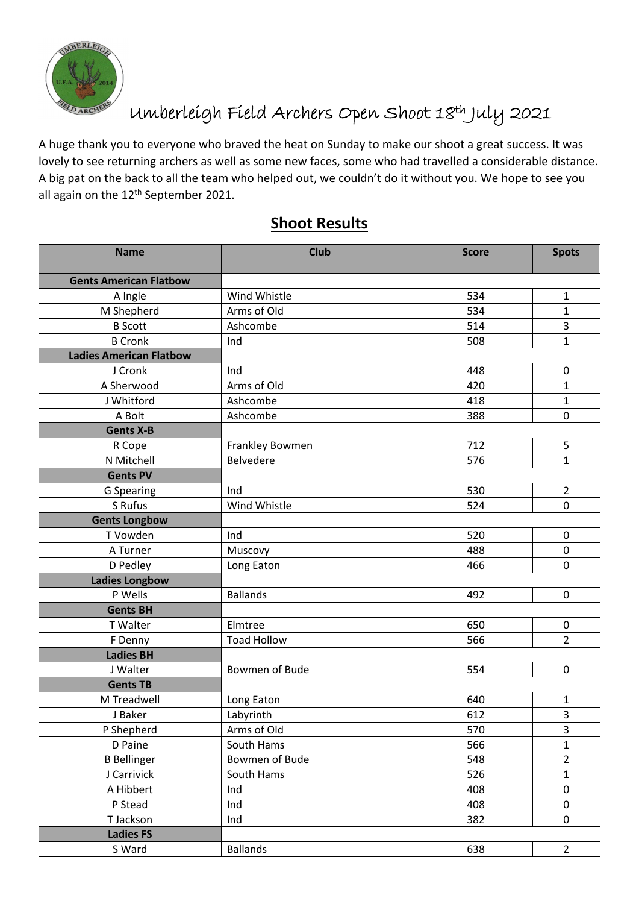# Umberleigh Field Archers Open Shoot 18th July 2021

A huge thank you to everyone who braved the heat on Sunday to make our shoot a great success. It was lovely to see returning archers as well as some new faces, some who had travelled a considerable distance. A big pat on the back to all the team who helped out, we couldn't do it without you. We hope to see you all again on the 12th September 2021.

## Shoot Results

| Name | Club | Score | Spots |
|---|---|---|---|
| **Gents American Flatbow** | | | |
| A Ingle | Wind Whistle | 534 | 1 |
| M Shepherd | Arms of Old | 534 | 1 |
| B Scott | Ashcombe | 514 | 3 |
| B Cronk | Ind | 508 | 1 |
| **Ladies American Flatbow** | | | |
| J Cronk | Ind | 448 | 0 |
| A Sherwood | Arms of Old | 420 | 1 |
| J Whitford | Ashcombe | 418 | 1 |
| A Bolt | Ashcombe | 388 | 0 |
| **Gents X-B** | | | |
| R Cope | Frankley Bowmen | 712 | 5 |
| N Mitchell | Belvedere | 576 | 1 |
| **Gents PV** | | | |
| G Spearing | Ind | 530 | 2 |
| S Rufus | Wind Whistle | 524 | 0 |
| **Gents Longbow** | | | |
| T Vowden | Ind | 520 | 0 |
| A Turner | Muscovy | 488 | 0 |
| D Pedley | Long Eaton | 466 | 0 |
| **Ladies Longbow** | | | |
| P Wells | Ballands | 492 | 0 |
| **Gents BH** | | | |
| T Walter | Elmtree | 650 | 0 |
| F Denny | Toad Hollow | 566 | 2 |
| **Ladies BH** | | | |
| J Walter | Bowmen of Bude | 554 | 0 |
| **Gents TB** | | | |
| M Treadwell | Long Eaton | 640 | 1 |
| J Baker | Labyrinth | 612 | 3 |
| P Shepherd | Arms of Old | 570 | 3 |
| D Paine | South Hams | 566 | 1 |
| B Bellinger | Bowmen of Bude | 548 | 2 |
| J Carrivick | South Hams | 526 | 1 |
| A Hibbert | Ind | 408 | 0 |
| P Stead | Ind | 408 | 0 |
| T Jackson | Ind | 382 | 0 |
| **Ladies FS** | | | |
| S Ward | Ballands | 638 | 2 |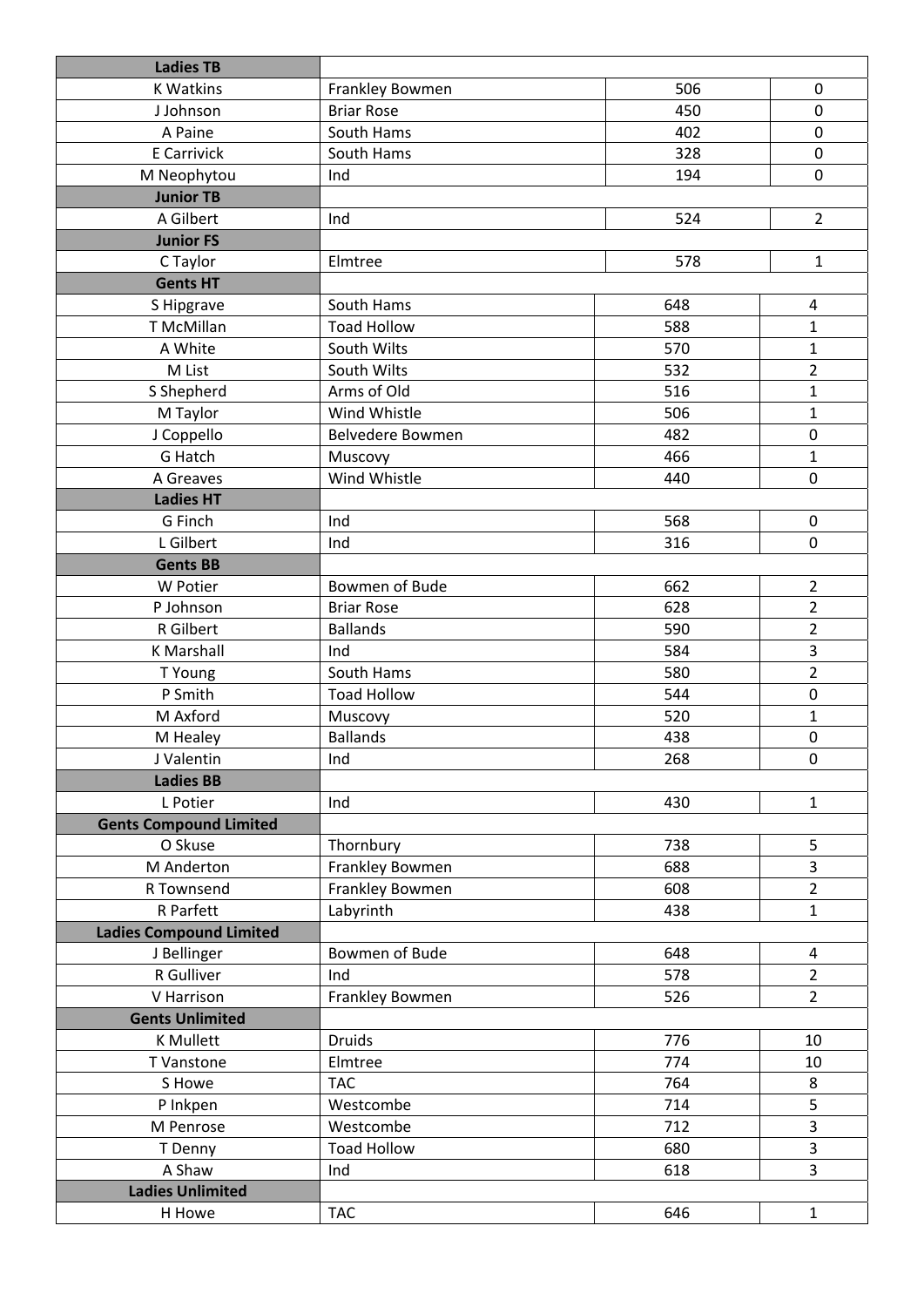| | | | |
|---|---|---|---|
| **Ladies TB** | | | |
| K Watkins | Frankley Bowmen | 506 | 0 |
| J Johnson | Briar Rose | 450 | 0 |
| A Paine | South Hams | 402 | 0 |
| E Carrivick | South Hams | 328 | 0 |
| M Neophytou | Ind | 194 | 0 |
| **Junior TB** | | | |
| A Gilbert | Ind | 524 | 2 |
| **Junior FS** | | | |
| C Taylor | Elmtree | 578 | 1 |
| **Gents HT** | | | |
| S Hipgrave | South Hams | 648 | 4 |
| T McMillan | Toad Hollow | 588 | 1 |
| A White | South Wilts | 570 | 1 |
| M List | South Wilts | 532 | 2 |
| S Shepherd | Arms of Old | 516 | 1 |
| M Taylor | Wind Whistle | 506 | 1 |
| J Coppello | Belvedere Bowmen | 482 | 0 |
| G Hatch | Muscovy | 466 | 1 |
| A Greaves | Wind Whistle | 440 | 0 |
| **Ladies HT** | | | |
| G Finch | Ind | 568 | 0 |
| L Gilbert | Ind | 316 | 0 |
| **Gents BB** | | | |
| W Potier | Bowmen of Bude | 662 | 2 |
| P Johnson | Briar Rose | 628 | 2 |
| R Gilbert | Ballands | 590 | 2 |
| K Marshall | Ind | 584 | 3 |
| T Young | South Hams | 580 | 2 |
| P Smith | Toad Hollow | 544 | 0 |
| M Axford | Muscovy | 520 | 1 |
| M Healey | Ballands | 438 | 0 |
| J Valentin | Ind | 268 | 0 |
| **Ladies BB** | | | |
| L Potier | Ind | 430 | 1 |
| **Gents Compound Limited** | | | |
| O Skuse | Thornbury | 738 | 5 |
| M Anderton | Frankley Bowmen | 688 | 3 |
| R Townsend | Frankley Bowmen | 608 | 2 |
| R Parfett | Labyrinth | 438 | 1 |
| **Ladies Compound Limited** | | | |
| J Bellinger | Bowmen of Bude | 648 | 4 |
| R Gulliver | Ind | 578 | 2 |
| V Harrison | Frankley Bowmen | 526 | 2 |
| **Gents Unlimited** | | | |
| K Mullett | Druids | 776 | 10 |
| T Vanstone | Elmtree | 774 | 10 |
| S Howe | TAC | 764 | 8 |
| P Inkpen | Westcombe | 714 | 5 |
| M Penrose | Westcombe | 712 | 3 |
| T Denny | Toad Hollow | 680 | 3 |
| A Shaw | Ind | 618 | 3 |
| **Ladies Unlimited** | | | |
| H Howe | TAC | 646 | 1 |